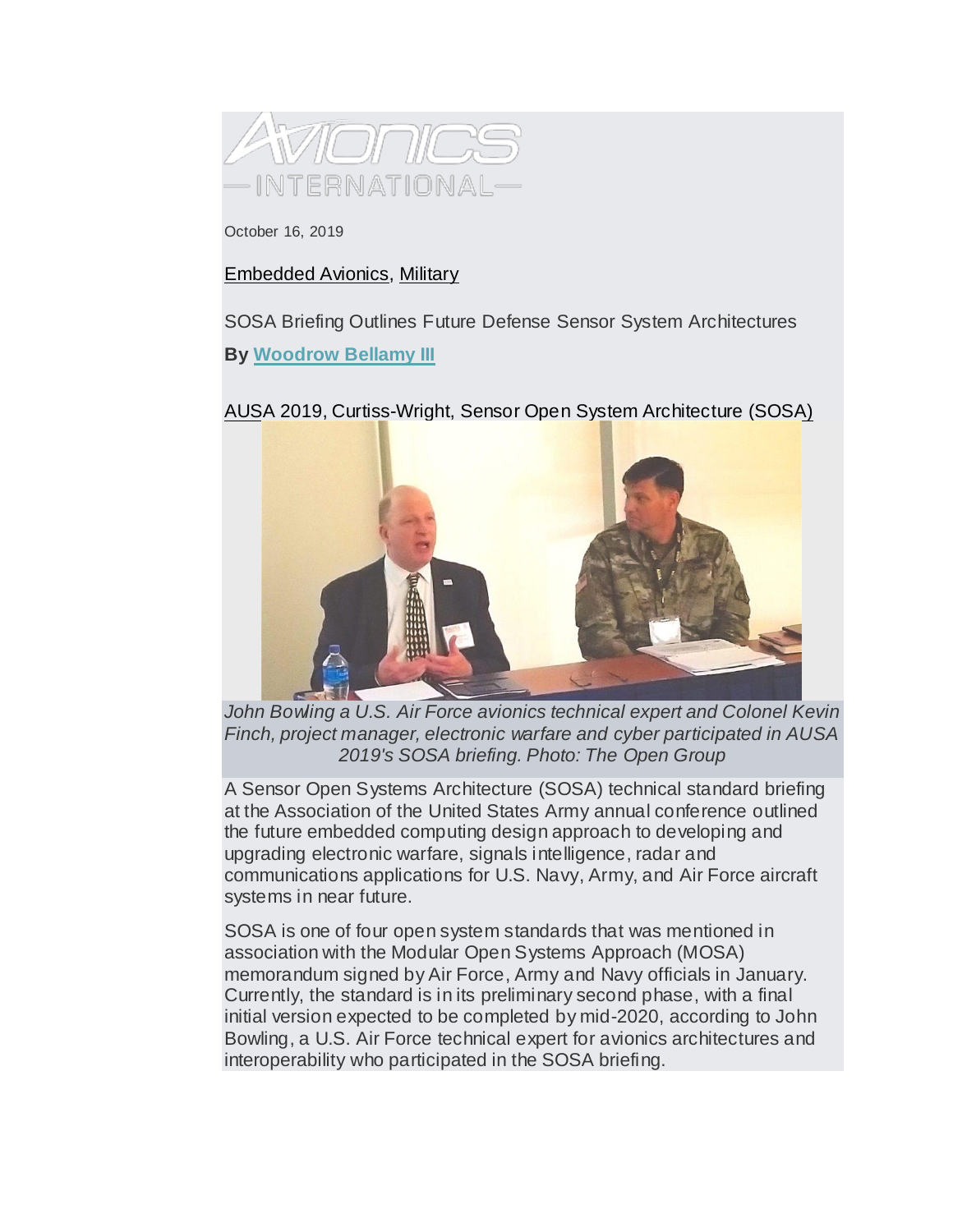AVIONICS INTERNATIONAL

October 16, 2019

Embedded Avionics, Military

# SOSA Briefing Outlines Future Defense Sensor System Architectures

**By Woodrow Bellamy III**

AUSA 2019, Curtiss-Wright, Sensor Open System Architecture (SOSA)

*John Bowling a U.S. Air Force avionics technical expert and Colonel Kevin Finch, project manager, electronic warfare and cyber participated in AUSA 2019's SOSA briefing. Photo: The Open Group*

A Sensor Open Systems Architecture (SOSA) technical standard briefing at the Association of the United States Army annual conference outlined the future embedded computing design approach to developing and upgrading electronic warfare, signals intelligence, radar and communications applications for U.S. Navy, Army, and Air Force aircraft systems in near future.

SOSA is one of four open system standards that was mentioned in association with the Modular Open Systems Approach (MOSA) memorandum signed by Air Force, Army and Navy officials in January. Currently, the standard is in its preliminary second phase, with a final initial version expected to be completed by mid-2020, according to John Bowling, a U.S. Air Force technical expert for avionics architectures and interoperability who participated in the SOSA briefing.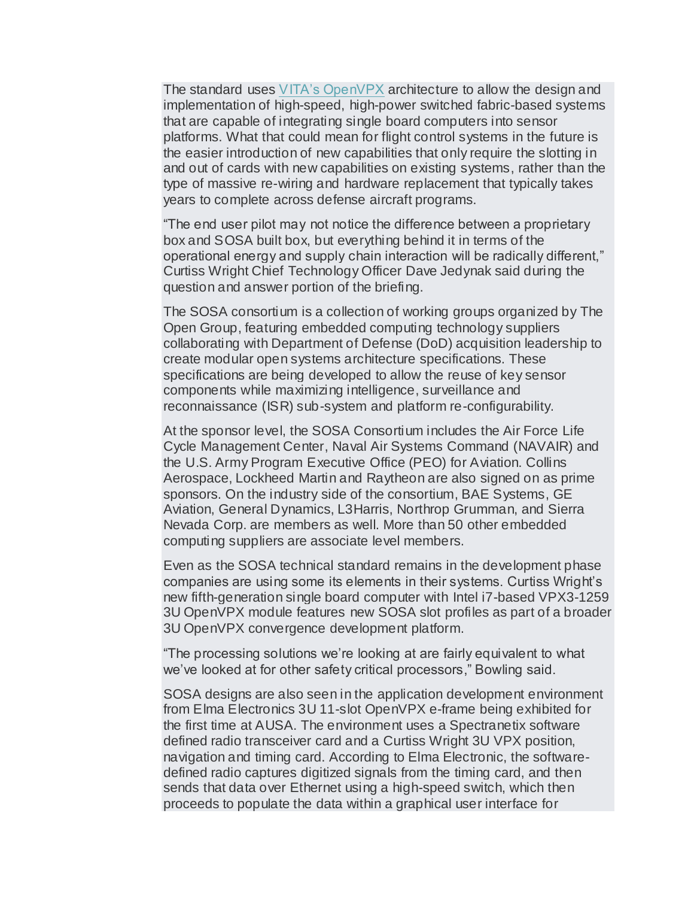The standard uses [VITA's OpenVPX](#) architecture to allow the design and implementation of high-speed, high-power switched fabric-based systems that are capable of integrating single board computers into sensor platforms. What that could mean for flight control systems in the future is the easier introduction of new capabilities that only require the slotting in and out of cards with new capabilities on existing systems, rather than the type of massive re-wiring and hardware replacement that typically takes years to complete across defense aircraft programs.

"The end user pilot may not notice the difference between a proprietary box and SOSA built box, but everything behind it in terms of the operational energy and supply chain interaction will be radically different," Curtiss Wright Chief Technology Officer Dave Jedynak said during the question and answer portion of the briefing.

The SOSA consortium is a collection of working groups organized by The Open Group, featuring embedded computing technology suppliers collaborating with Department of Defense (DoD) acquisition leadership to create modular open systems architecture specifications. These specifications are being developed to allow the reuse of key sensor components while maximizing intelligence, surveillance and reconnaissance (ISR) sub-system and platform re-configurability.

At the sponsor level, the SOSA Consortium includes the Air Force Life Cycle Management Center, Naval Air Systems Command (NAVAIR) and the U.S. Army Program Executive Office (PEO) for Aviation. Collins Aerospace, Lockheed Martin and Raytheon are also signed on as prime sponsors. On the industry side of the consortium, BAE Systems, GE Aviation, General Dynamics, L3Harris, Northrop Grumman, and Sierra Nevada Corp. are members as well. More than 50 other embedded computing suppliers are associate level members.

Even as the SOSA technical standard remains in the development phase companies are using some its elements in their systems. Curtiss Wright's new fifth-generation single board computer with Intel i7-based VPX3-1259 3U OpenVPX module features new SOSA slot profiles as part of a broader 3U OpenVPX convergence development platform.

"The processing solutions we're looking at are fairly equivalent to what we've looked at for other safety critical processors," Bowling said.

SOSA designs are also seen in the application development environment from Elma Electronics 3U 11-slot OpenVPX e-frame being exhibited for the first time at AUSA. The environment uses a Spectranetix software defined radio transceiver card and a Curtiss Wright 3U VPX position, navigation and timing card. According to Elma Electronic, the software-defined radio captures digitized signals from the timing card, and then sends that data over Ethernet using a high-speed switch, which then proceeds to populate the data within a graphical user interface for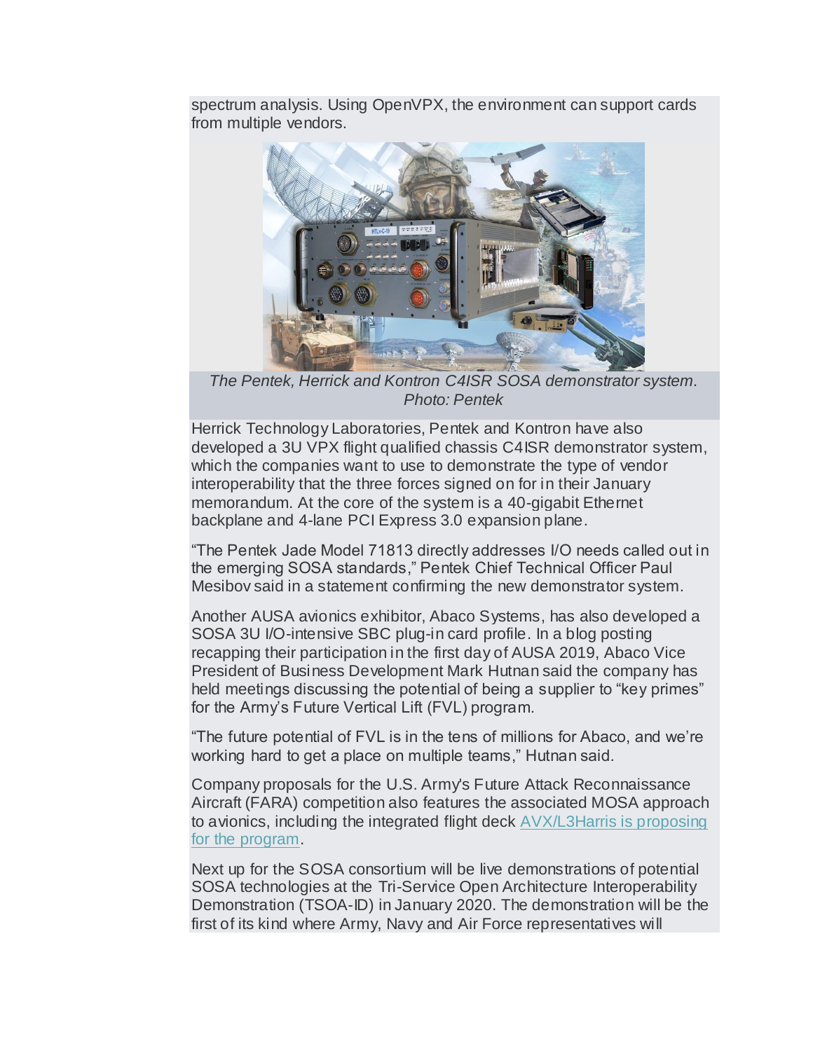spectrum analysis. Using OpenVPX, the environment can support cards from multiple vendors.

*The Pentek, Herrick and Kontron C4ISR SOSA demonstrator system. Photo: Pentek*

Herrick Technology Laboratories, Pentek and Kontron have also developed a 3U VPX flight qualified chassis C4ISR demonstrator system, which the companies want to use to demonstrate the type of vendor interoperability that the three forces signed on for in their January memorandum. At the core of the system is a 40-gigabit Ethernet backplane and 4-lane PCI Express 3.0 expansion plane.

"The Pentek Jade Model 71813 directly addresses I/O needs called out in the emerging SOSA standards," Pentek Chief Technical Officer Paul Mesibov said in a statement confirming the new demonstrator system.

Another AUSA avionics exhibitor, Abaco Systems, has also developed a SOSA 3U I/O-intensive SBC plug-in card profile. In a blog posting recapping their participation in the first day of AUSA 2019, Abaco Vice President of Business Development Mark Hutnan said the company has held meetings discussing the potential of being a supplier to "key primes" for the Army's Future Vertical Lift (FVL) program.

"The future potential of FVL is in the tens of millions for Abaco, and we're working hard to get a place on multiple teams," Hutnan said.

Company proposals for the U.S. Army's Future Attack Reconnaissance Aircraft (FARA) competition also features the associated MOSA approach to avionics, including the integrated flight deck [AVX/L3Harris is proposing for the program](#).

Next up for the SOSA consortium will be live demonstrations of potential SOSA technologies at the Tri-Service Open Architecture Interoperability Demonstration (TSOA-ID) in January 2020. The demonstration will be the first of its kind where Army, Navy and Air Force representatives will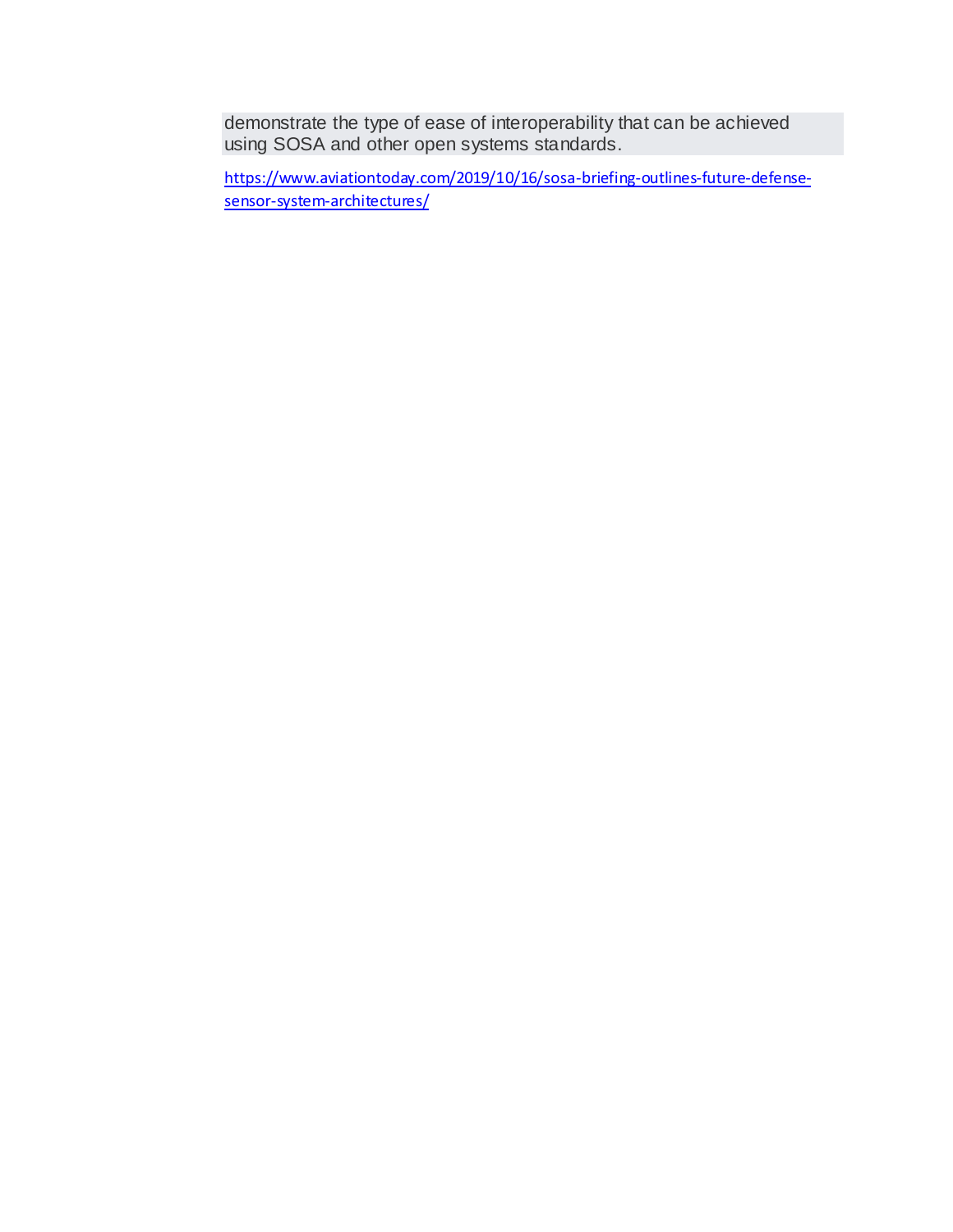demonstrate the type of ease of interoperability that can be achieved using SOSA and other open systems standards.

https://www.aviationtoday.com/2019/10/16/sosa-briefing-outlines-future-defense-sensor-system-architectures/